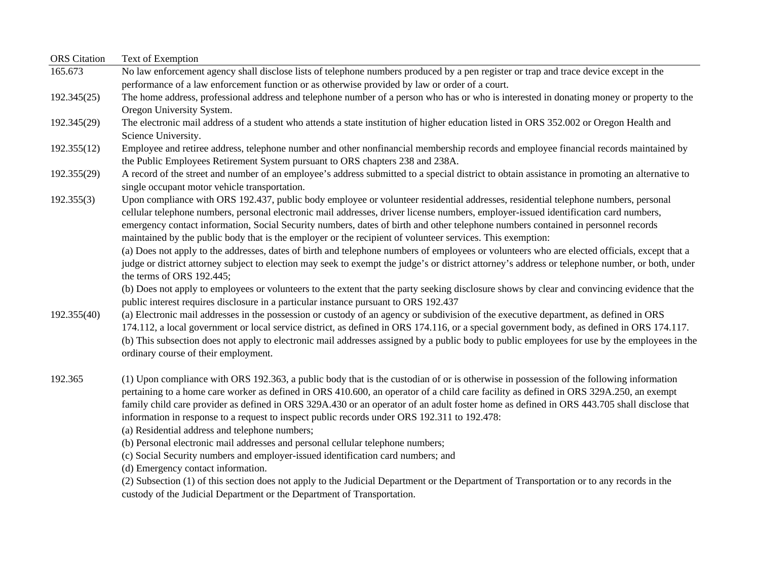| ORS Citation | Text of Exemption |
|---|---|
| 165.673 | No law enforcement agency shall disclose lists of telephone numbers produced by a pen register or trap and trace device except in the performance of a law enforcement function or as otherwise provided by law or order of a court. |
| 192.345(25) | The home address, professional address and telephone number of a person who has or who is interested in donating money or property to the Oregon University System. |
| 192.345(29) | The electronic mail address of a student who attends a state institution of higher education listed in ORS 352.002 or Oregon Health and Science University. |
| 192.355(12) | Employee and retiree address, telephone number and other nonfinancial membership records and employee financial records maintained by the Public Employees Retirement System pursuant to ORS chapters 238 and 238A. |
| 192.355(29) | A record of the street and number of an employee's address submitted to a special district to obtain assistance in promoting an alternative to single occupant motor vehicle transportation. |
| 192.355(3) | Upon compliance with ORS 192.437, public body employee or volunteer residential addresses, residential telephone numbers, personal cellular telephone numbers, personal electronic mail addresses, driver license numbers, employer-issued identification card numbers, emergency contact information, Social Security numbers, dates of birth and other telephone numbers contained in personnel records maintained by the public body that is the employer or the recipient of volunteer services. This exemption:<br>(a) Does not apply to the addresses, dates of birth and telephone numbers of employees or volunteers who are elected officials, except that a judge or district attorney subject to election may seek to exempt the judge's or district attorney's address or telephone number, or both, under the terms of ORS 192.445;<br>(b) Does not apply to employees or volunteers to the extent that the party seeking disclosure shows by clear and convincing evidence that the public interest requires disclosure in a particular instance pursuant to ORS 192.437 |
| 192.355(40) | (a) Electronic mail addresses in the possession or custody of an agency or subdivision of the executive department, as defined in ORS 174.112, a local government or local service district, as defined in ORS 174.116, or a special government body, as defined in ORS 174.117.<br>(b) This subsection does not apply to electronic mail addresses assigned by a public body to public employees for use by the employees in the ordinary course of their employment. |
| 192.365 | (1) Upon compliance with ORS 192.363, a public body that is the custodian of or is otherwise in possession of the following information pertaining to a home care worker as defined in ORS 410.600, an operator of a child care facility as defined in ORS 329A.250, an exempt family child care provider as defined in ORS 329A.430 or an operator of an adult foster home as defined in ORS 443.705 shall disclose that information in response to a request to inspect public records under ORS 192.311 to 192.478:<br>(a) Residential address and telephone numbers;<br>(b) Personal electronic mail addresses and personal cellular telephone numbers;<br>(c) Social Security numbers and employer-issued identification card numbers; and<br>(d) Emergency contact information.<br>(2) Subsection (1) of this section does not apply to the Judicial Department or the Department of Transportation or to any records in the custody of the Judicial Department or the Department of Transportation. |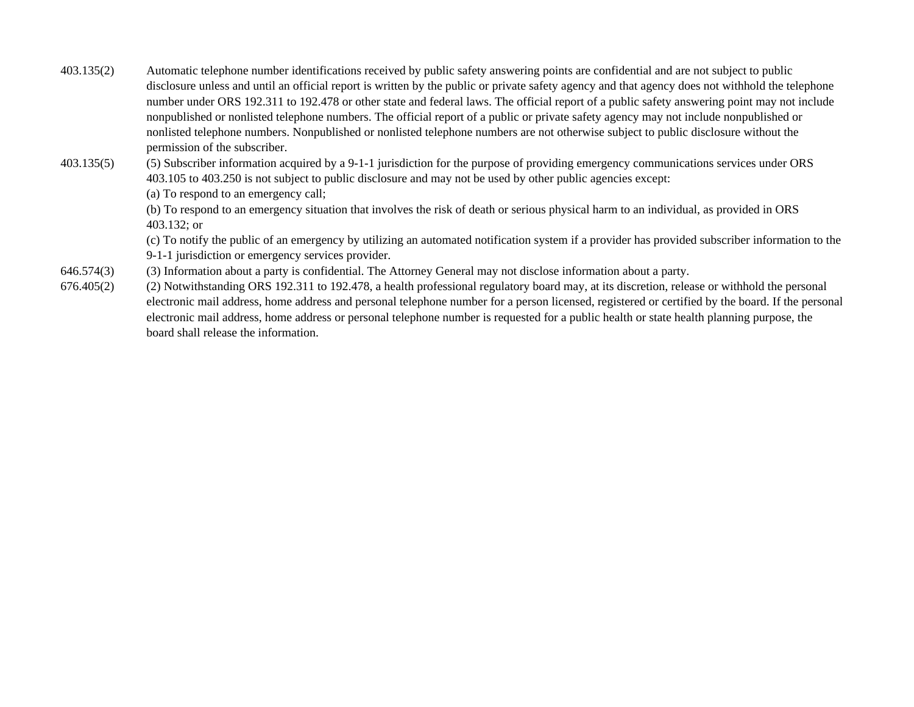| | |
|---|---|
| 403.135(2) | Automatic telephone number identifications received by public safety answering points are confidential and are not subject to public disclosure unless and until an official report is written by the public or private safety agency and that agency does not withhold the telephone number under ORS 192.311 to 192.478 or other state and federal laws. The official report of a public safety answering point may not include nonpublished or nonlisted telephone numbers. The official report of a public or private safety agency may not include nonpublished or nonlisted telephone numbers. Nonpublished or nonlisted telephone numbers are not otherwise subject to public disclosure without the permission of the subscriber. |
| 403.135(5) | (5) Subscriber information acquired by a 9-1-1 jurisdiction for the purpose of providing emergency communications services under ORS 403.105 to 403.250 is not subject to public disclosure and may not be used by other public agencies except:<br>(a) To respond to an emergency call;<br>(b) To respond to an emergency situation that involves the risk of death or serious physical harm to an individual, as provided in ORS 403.132; or<br>(c) To notify the public of an emergency by utilizing an automated notification system if a provider has provided subscriber information to the 9-1-1 jurisdiction or emergency services provider. |
| 646.574(3) | (3) Information about a party is confidential. The Attorney General may not disclose information about a party. |
| 676.405(2) | (2) Notwithstanding ORS 192.311 to 192.478, a health professional regulatory board may, at its discretion, release or withhold the personal electronic mail address, home address and personal telephone number for a person licensed, registered or certified by the board. If the personal electronic mail address, home address or personal telephone number is requested for a public health or state health planning purpose, the board shall release the information. |